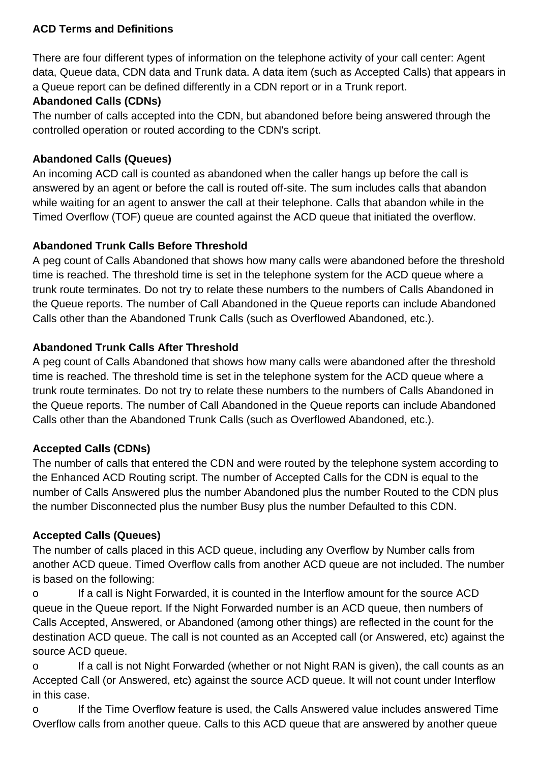**ACD Terms and Definitions**

There are four different types of information on the telephone activity of your call center: Agent data, Queue data, CDN data and Trunk data. A data item (such as Accepted Calls) that appears in a Queue report can be defined differently in a CDN report or in a Trunk report.

**Abandoned Calls (CDNs)**

The number of calls accepted into the CDN, but abandoned before being answered through the controlled operation or routed according to the CDN's script.

**Abandoned Calls (Queues)**

An incoming ACD call is counted as abandoned when the caller hangs up before the call is answered by an agent or before the call is routed off-site. The sum includes calls that abandon while waiting for an agent to answer the call at their telephone. Calls that abandon while in the Timed Overflow (TOF) queue are counted against the ACD queue that initiated the overflow.

**Abandoned Trunk Calls Before Threshold**

A peg count of Calls Abandoned that shows how many calls were abandoned before the threshold time is reached. The threshold time is set in the telephone system for the ACD queue where a trunk route terminates. Do not try to relate these numbers to the numbers of Calls Abandoned in the Queue reports. The number of Call Abandoned in the Queue reports can include Abandoned Calls other than the Abandoned Trunk Calls (such as Overflowed Abandoned, etc.).

**Abandoned Trunk Calls After Threshold**

A peg count of Calls Abandoned that shows how many calls were abandoned after the threshold time is reached. The threshold time is set in the telephone system for the ACD queue where a trunk route terminates. Do not try to relate these numbers to the numbers of Calls Abandoned in the Queue reports. The number of Call Abandoned in the Queue reports can include Abandoned Calls other than the Abandoned Trunk Calls (such as Overflowed Abandoned, etc.).

**Accepted Calls (CDNs)**

The number of calls that entered the CDN and were routed by the telephone system according to the Enhanced ACD Routing script. The number of Accepted Calls for the CDN is equal to the number of Calls Answered plus the number Abandoned plus the number Routed to the CDN plus the number Disconnected plus the number Busy plus the number Defaulted to this CDN.

**Accepted Calls (Queues)**

The number of calls placed in this ACD queue, including any Overflow by Number calls from another ACD queue. Timed Overflow calls from another ACD queue are not included. The number is based on the following:

- If a call is Night Forwarded, it is counted in the Interflow amount for the source ACD queue in the Queue report. If the Night Forwarded number is an ACD queue, then numbers of Calls Accepted, Answered, or Abandoned (among other things) are reflected in the count for the destination ACD queue. The call is not counted as an Accepted call (or Answered, etc) against the source ACD queue.
- If a call is not Night Forwarded (whether or not Night RAN is given), the call counts as an Accepted Call (or Answered, etc) against the source ACD queue. It will not count under Interflow in this case.
- If the Time Overflow feature is used, the Calls Answered value includes answered Time Overflow calls from another queue. Calls to this ACD queue that are answered by another queue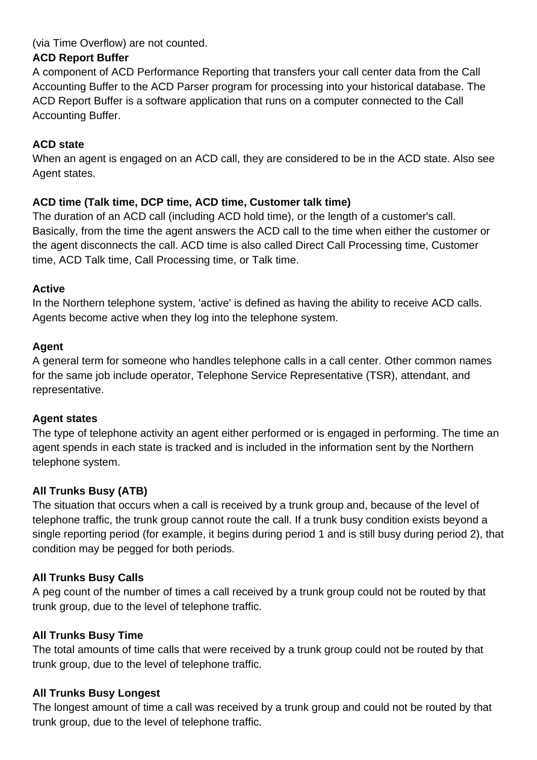(via Time Overflow) are not counted.

**ACD Report Buffer**

A component of ACD Performance Reporting that transfers your call center data from the Call Accounting Buffer to the ACD Parser program for processing into your historical database. The ACD Report Buffer is a software application that runs on a computer connected to the Call Accounting Buffer.

**ACD state**

When an agent is engaged on an ACD call, they are considered to be in the ACD state. Also see Agent states.

**ACD time (Talk time, DCP time, ACD time, Customer talk time)**

The duration of an ACD call (including ACD hold time), or the length of a customer's call. Basically, from the time the agent answers the ACD call to the time when either the customer or the agent disconnects the call. ACD time is also called Direct Call Processing time, Customer time, ACD Talk time, Call Processing time, or Talk time.

**Active**

In the Northern telephone system, 'active' is defined as having the ability to receive ACD calls. Agents become active when they log into the telephone system.

**Agent**

A general term for someone who handles telephone calls in a call center. Other common names for the same job include operator, Telephone Service Representative (TSR), attendant, and representative.

**Agent states**

The type of telephone activity an agent either performed or is engaged in performing. The time an agent spends in each state is tracked and is included in the information sent by the Northern telephone system.

**All Trunks Busy (ATB)**

The situation that occurs when a call is received by a trunk group and, because of the level of telephone traffic, the trunk group cannot route the call. If a trunk busy condition exists beyond a single reporting period (for example, it begins during period 1 and is still busy during period 2), that condition may be pegged for both periods.

**All Trunks Busy Calls**

A peg count of the number of times a call received by a trunk group could not be routed by that trunk group, due to the level of telephone traffic.

**All Trunks Busy Time**

The total amounts of time calls that were received by a trunk group could not be routed by that trunk group, due to the level of telephone traffic.

**All Trunks Busy Longest**

The longest amount of time a call was received by a trunk group and could not be routed by that trunk group, due to the level of telephone traffic.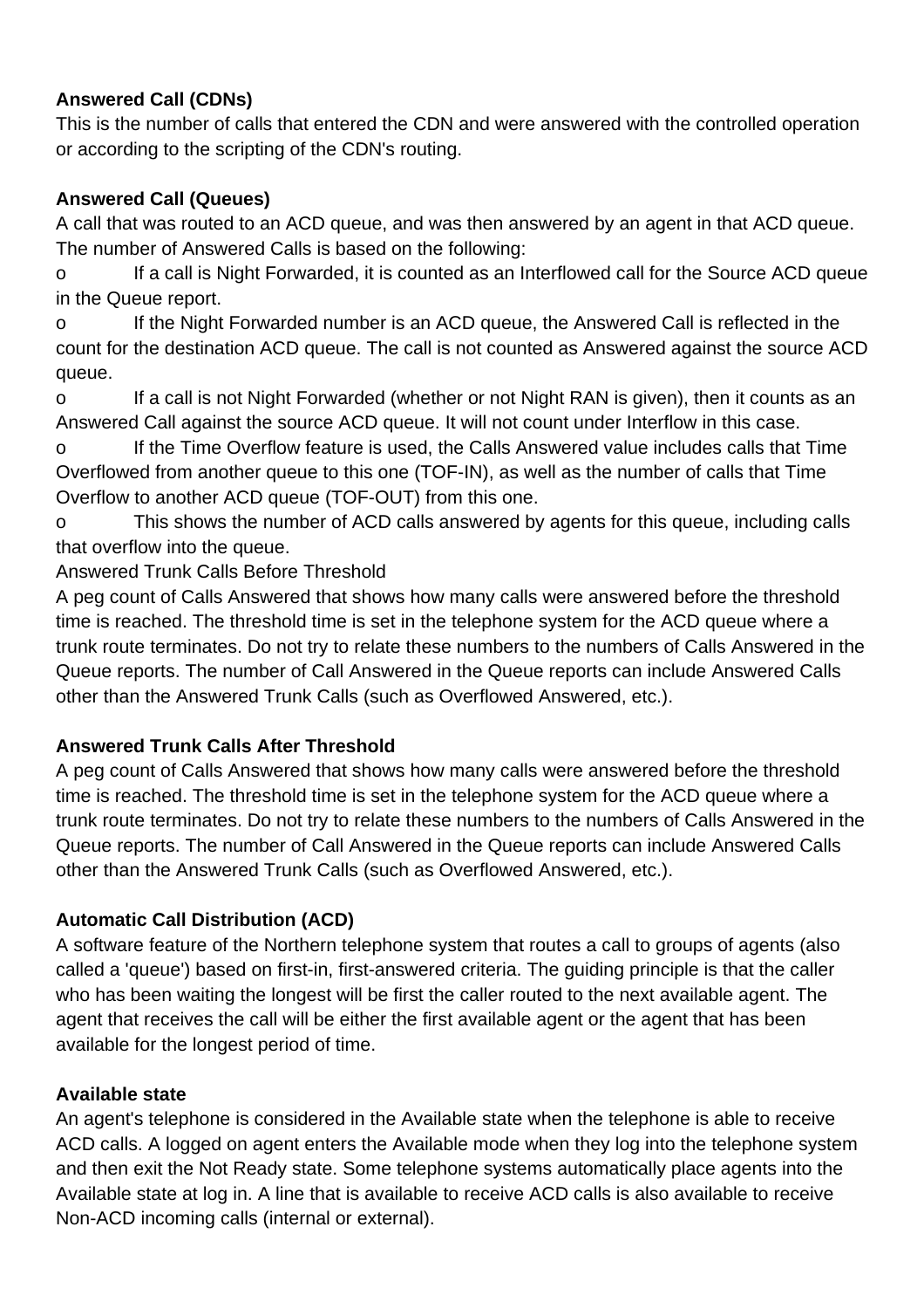**Answered Call (CDNs)**

This is the number of calls that entered the CDN and were answered with the controlled operation or according to the scripting of the CDN's routing.

**Answered Call (Queues)**

A call that was routed to an ACD queue, and was then answered by an agent in that ACD queue. The number of Answered Calls is based on the following:

- If a call is Night Forwarded, it is counted as an Interflowed call for the Source ACD queue in the Queue report.
- If the Night Forwarded number is an ACD queue, the Answered Call is reflected in the count for the destination ACD queue. The call is not counted as Answered against the source ACD queue.
- If a call is not Night Forwarded (whether or not Night RAN is given), then it counts as an Answered Call against the source ACD queue. It will not count under Interflow in this case.
- If the Time Overflow feature is used, the Calls Answered value includes calls that Time Overflowed from another queue to this one (TOF-IN), as well as the number of calls that Time Overflow to another ACD queue (TOF-OUT) from this one.
- This shows the number of ACD calls answered by agents for this queue, including calls that overflow into the queue.

Answered Trunk Calls Before Threshold

A peg count of Calls Answered that shows how many calls were answered before the threshold time is reached. The threshold time is set in the telephone system for the ACD queue where a trunk route terminates. Do not try to relate these numbers to the numbers of Calls Answered in the Queue reports. The number of Call Answered in the Queue reports can include Answered Calls other than the Answered Trunk Calls (such as Overflowed Answered, etc.).

**Answered Trunk Calls After Threshold**

A peg count of Calls Answered that shows how many calls were answered before the threshold time is reached. The threshold time is set in the telephone system for the ACD queue where a trunk route terminates. Do not try to relate these numbers to the numbers of Calls Answered in the Queue reports. The number of Call Answered in the Queue reports can include Answered Calls other than the Answered Trunk Calls (such as Overflowed Answered, etc.).

**Automatic Call Distribution (ACD)**

A software feature of the Northern telephone system that routes a call to groups of agents (also called a 'queue') based on first-in, first-answered criteria. The guiding principle is that the caller who has been waiting the longest will be first the caller routed to the next available agent. The agent that receives the call will be either the first available agent or the agent that has been available for the longest period of time.

**Available state**

An agent's telephone is considered in the Available state when the telephone is able to receive ACD calls. A logged on agent enters the Available mode when they log into the telephone system and then exit the Not Ready state. Some telephone systems automatically place agents into the Available state at log in. A line that is available to receive ACD calls is also available to receive Non-ACD incoming calls (internal or external).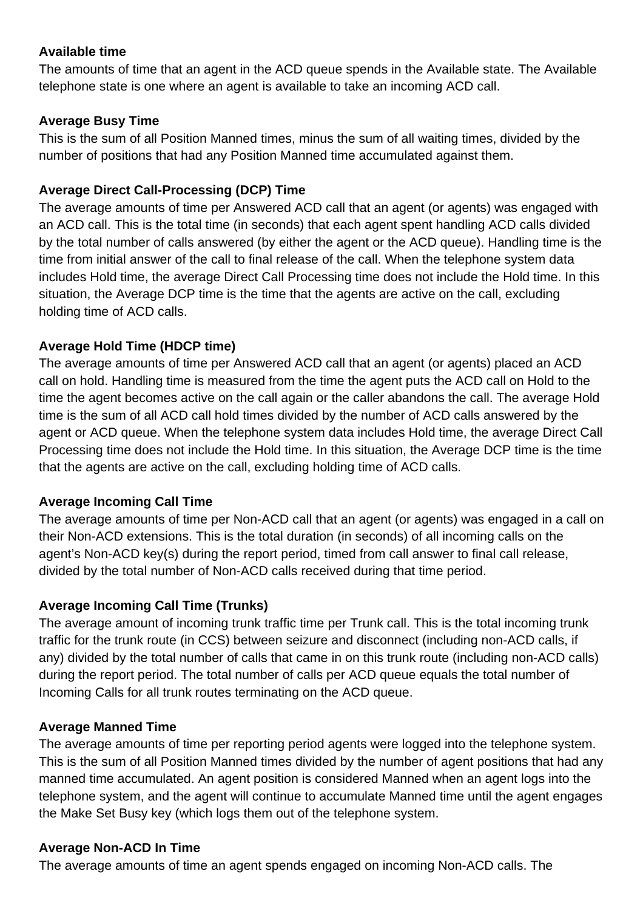**Available time**

The amounts of time that an agent in the ACD queue spends in the Available state. The Available telephone state is one where an agent is available to take an incoming ACD call.

**Average Busy Time**

This is the sum of all Position Manned times, minus the sum of all waiting times, divided by the number of positions that had any Position Manned time accumulated against them.

**Average Direct Call-Processing (DCP) Time**

The average amounts of time per Answered ACD call that an agent (or agents) was engaged with an ACD call. This is the total time (in seconds) that each agent spent handling ACD calls divided by the total number of calls answered (by either the agent or the ACD queue). Handling time is the time from initial answer of the call to final release of the call. When the telephone system data includes Hold time, the average Direct Call Processing time does not include the Hold time. In this situation, the Average DCP time is the time that the agents are active on the call, excluding holding time of ACD calls.

**Average Hold Time (HDCP time)**

The average amounts of time per Answered ACD call that an agent (or agents) placed an ACD call on hold. Handling time is measured from the time the agent puts the ACD call on Hold to the time the agent becomes active on the call again or the caller abandons the call. The average Hold time is the sum of all ACD call hold times divided by the number of ACD calls answered by the agent or ACD queue. When the telephone system data includes Hold time, the average Direct Call Processing time does not include the Hold time. In this situation, the Average DCP time is the time that the agents are active on the call, excluding holding time of ACD calls.

**Average Incoming Call Time**

The average amounts of time per Non-ACD call that an agent (or agents) was engaged in a call on their Non-ACD extensions. This is the total duration (in seconds) of all incoming calls on the agent's Non-ACD key(s) during the report period, timed from call answer to final call release, divided by the total number of Non-ACD calls received during that time period.

**Average Incoming Call Time (Trunks)**

The average amount of incoming trunk traffic time per Trunk call. This is the total incoming trunk traffic for the trunk route (in CCS) between seizure and disconnect (including non-ACD calls, if any) divided by the total number of calls that came in on this trunk route (including non-ACD calls) during the report period. The total number of calls per ACD queue equals the total number of Incoming Calls for all trunk routes terminating on the ACD queue.

**Average Manned Time**

The average amounts of time per reporting period agents were logged into the telephone system. This is the sum of all Position Manned times divided by the number of agent positions that had any manned time accumulated. An agent position is considered Manned when an agent logs into the telephone system, and the agent will continue to accumulate Manned time until the agent engages the Make Set Busy key (which logs them out of the telephone system.

**Average Non-ACD In Time**

The average amounts of time an agent spends engaged on incoming Non-ACD calls. The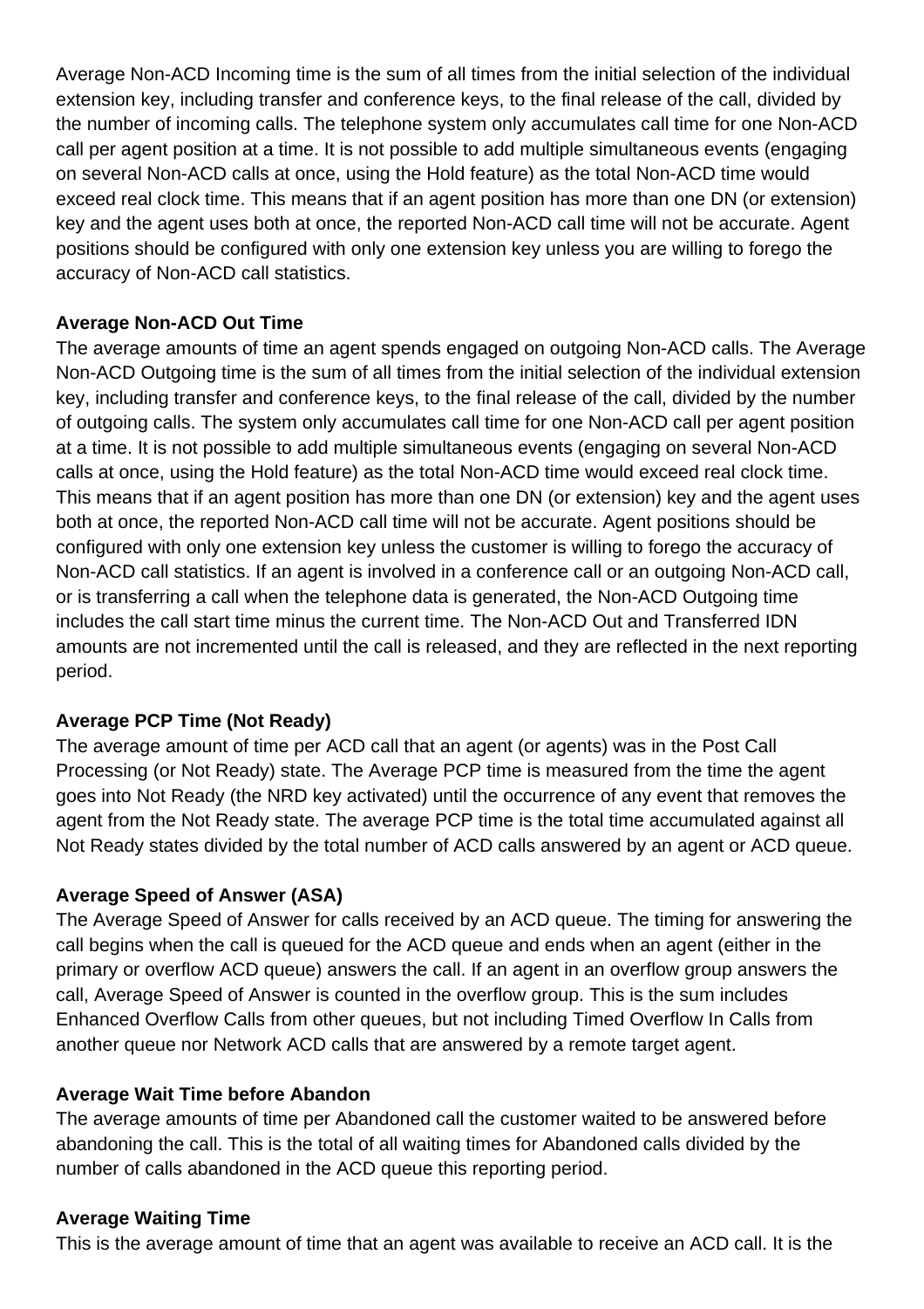Average Non-ACD Incoming time is the sum of all times from the initial selection of the individual extension key, including transfer and conference keys, to the final release of the call, divided by the number of incoming calls. The telephone system only accumulates call time for one Non-ACD call per agent position at a time. It is not possible to add multiple simultaneous events (engaging on several Non-ACD calls at once, using the Hold feature) as the total Non-ACD time would exceed real clock time. This means that if an agent position has more than one DN (or extension) key and the agent uses both at once, the reported Non-ACD call time will not be accurate. Agent positions should be configured with only one extension key unless you are willing to forego the accuracy of Non-ACD call statistics.

**Average Non-ACD Out Time**

The average amounts of time an agent spends engaged on outgoing Non-ACD calls. The Average Non-ACD Outgoing time is the sum of all times from the initial selection of the individual extension key, including transfer and conference keys, to the final release of the call, divided by the number of outgoing calls. The system only accumulates call time for one Non-ACD call per agent position at a time. It is not possible to add multiple simultaneous events (engaging on several Non-ACD calls at once, using the Hold feature) as the total Non-ACD time would exceed real clock time. This means that if an agent position has more than one DN (or extension) key and the agent uses both at once, the reported Non-ACD call time will not be accurate. Agent positions should be configured with only one extension key unless the customer is willing to forego the accuracy of Non-ACD call statistics. If an agent is involved in a conference call or an outgoing Non-ACD call, or is transferring a call when the telephone data is generated, the Non-ACD Outgoing time includes the call start time minus the current time. The Non-ACD Out and Transferred IDN amounts are not incremented until the call is released, and they are reflected in the next reporting period.

**Average PCP Time (Not Ready)**

The average amount of time per ACD call that an agent (or agents) was in the Post Call Processing (or Not Ready) state. The Average PCP time is measured from the time the agent goes into Not Ready (the NRD key activated) until the occurrence of any event that removes the agent from the Not Ready state. The average PCP time is the total time accumulated against all Not Ready states divided by the total number of ACD calls answered by an agent or ACD queue.

**Average Speed of Answer (ASA)**

The Average Speed of Answer for calls received by an ACD queue. The timing for answering the call begins when the call is queued for the ACD queue and ends when an agent (either in the primary or overflow ACD queue) answers the call. If an agent in an overflow group answers the call, Average Speed of Answer is counted in the overflow group. This is the sum includes Enhanced Overflow Calls from other queues, but not including Timed Overflow In Calls from another queue nor Network ACD calls that are answered by a remote target agent.

**Average Wait Time before Abandon**

The average amounts of time per Abandoned call the customer waited to be answered before abandoning the call. This is the total of all waiting times for Abandoned calls divided by the number of calls abandoned in the ACD queue this reporting period.

**Average Waiting Time**

This is the average amount of time that an agent was available to receive an ACD call. It is the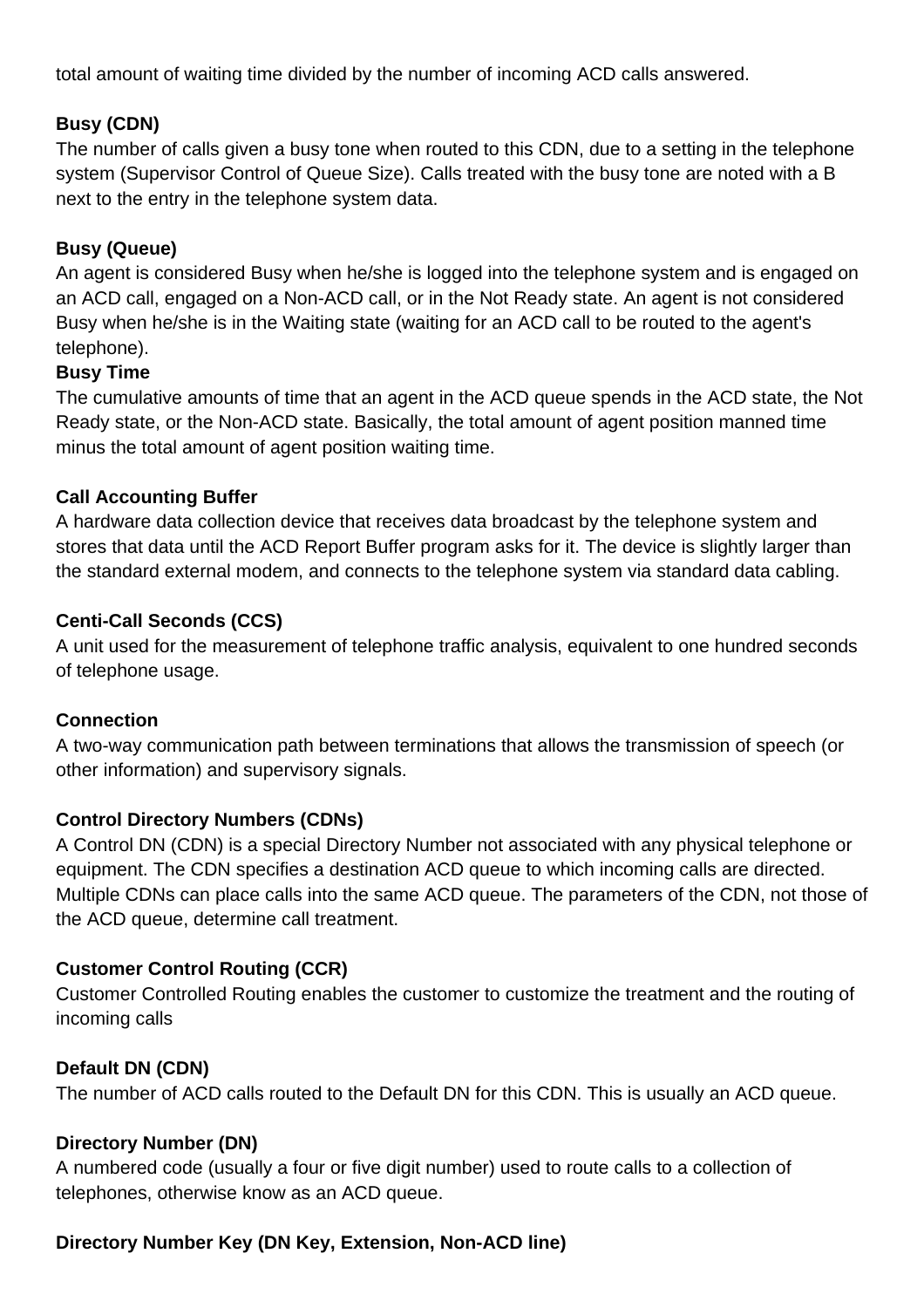total amount of waiting time divided by the number of incoming ACD calls answered.

**Busy (CDN)**

The number of calls given a busy tone when routed to this CDN, due to a setting in the telephone system (Supervisor Control of Queue Size). Calls treated with the busy tone are noted with a B next to the entry in the telephone system data.

**Busy (Queue)**

An agent is considered Busy when he/she is logged into the telephone system and is engaged on an ACD call, engaged on a Non-ACD call, or in the Not Ready state. An agent is not considered Busy when he/she is in the Waiting state (waiting for an ACD call to be routed to the agent's telephone).

**Busy Time**

The cumulative amounts of time that an agent in the ACD queue spends in the ACD state, the Not Ready state, or the Non-ACD state. Basically, the total amount of agent position manned time minus the total amount of agent position waiting time.

**Call Accounting Buffer**

A hardware data collection device that receives data broadcast by the telephone system and stores that data until the ACD Report Buffer program asks for it. The device is slightly larger than the standard external modem, and connects to the telephone system via standard data cabling.

**Centi-Call Seconds (CCS)**

A unit used for the measurement of telephone traffic analysis, equivalent to one hundred seconds of telephone usage.

**Connection**

A two-way communication path between terminations that allows the transmission of speech (or other information) and supervisory signals.

**Control Directory Numbers (CDNs)**

A Control DN (CDN) is a special Directory Number not associated with any physical telephone or equipment. The CDN specifies a destination ACD queue to which incoming calls are directed. Multiple CDNs can place calls into the same ACD queue. The parameters of the CDN, not those of the ACD queue, determine call treatment.

**Customer Control Routing (CCR)**

Customer Controlled Routing enables the customer to customize the treatment and the routing of incoming calls

**Default DN (CDN)**

The number of ACD calls routed to the Default DN for this CDN. This is usually an ACD queue.

**Directory Number (DN)**

A numbered code (usually a four or five digit number) used to route calls to a collection of telephones, otherwise know as an ACD queue.

**Directory Number Key (DN Key, Extension, Non-ACD line)**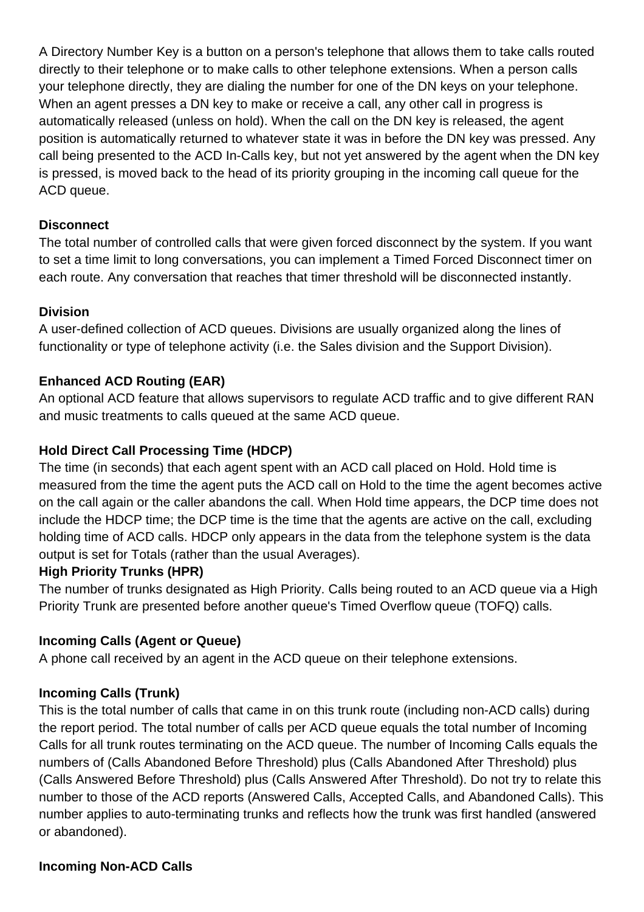A Directory Number Key is a button on a person's telephone that allows them to take calls routed directly to their telephone or to make calls to other telephone extensions. When a person calls your telephone directly, they are dialing the number for one of the DN keys on your telephone. When an agent presses a DN key to make or receive a call, any other call in progress is automatically released (unless on hold). When the call on the DN key is released, the agent position is automatically returned to whatever state it was in before the DN key was pressed. Any call being presented to the ACD In-Calls key, but not yet answered by the agent when the DN key is pressed, is moved back to the head of its priority grouping in the incoming call queue for the ACD queue.

**Disconnect**
The total number of controlled calls that were given forced disconnect by the system. If you want to set a time limit to long conversations, you can implement a Timed Forced Disconnect timer on each route. Any conversation that reaches that timer threshold will be disconnected instantly.

**Division**
A user-defined collection of ACD queues. Divisions are usually organized along the lines of functionality or type of telephone activity (i.e. the Sales division and the Support Division).

**Enhanced ACD Routing (EAR)**
An optional ACD feature that allows supervisors to regulate ACD traffic and to give different RAN and music treatments to calls queued at the same ACD queue.

**Hold Direct Call Processing Time (HDCP)**
The time (in seconds) that each agent spent with an ACD call placed on Hold. Hold time is measured from the time the agent puts the ACD call on Hold to the time the agent becomes active on the call again or the caller abandons the call. When Hold time appears, the DCP time does not include the HDCP time; the DCP time is the time that the agents are active on the call, excluding holding time of ACD calls. HDCP only appears in the data from the telephone system is the data output is set for Totals (rather than the usual Averages).

**High Priority Trunks (HPR)**
The number of trunks designated as High Priority. Calls being routed to an ACD queue via a High Priority Trunk are presented before another queue's Timed Overflow queue (TOFQ) calls.

**Incoming Calls (Agent or Queue)**
A phone call received by an agent in the ACD queue on their telephone extensions.

**Incoming Calls (Trunk)**
This is the total number of calls that came in on this trunk route (including non-ACD calls) during the report period. The total number of calls per ACD queue equals the total number of Incoming Calls for all trunk routes terminating on the ACD queue. The number of Incoming Calls equals the numbers of (Calls Abandoned Before Threshold) plus (Calls Abandoned After Threshold) plus (Calls Answered Before Threshold) plus (Calls Answered After Threshold). Do not try to relate this number to those of the ACD reports (Answered Calls, Accepted Calls, and Abandoned Calls). This number applies to auto-terminating trunks and reflects how the trunk was first handled (answered or abandoned).

**Incoming Non-ACD Calls**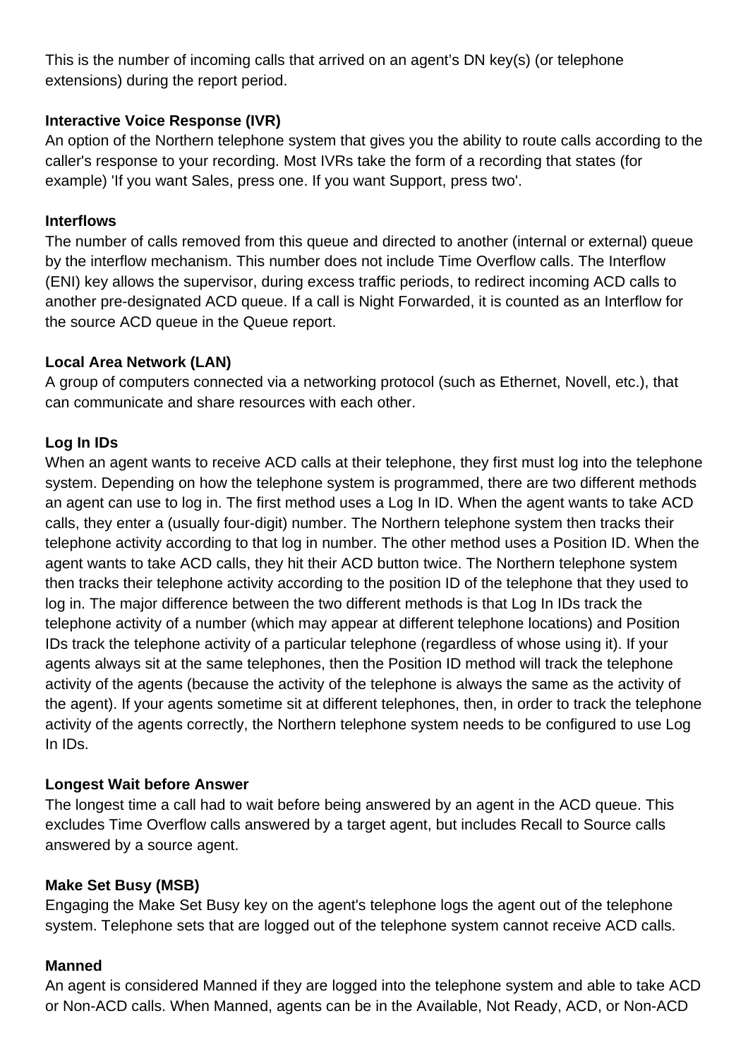This is the number of incoming calls that arrived on an agent's DN key(s) (or telephone extensions) during the report period.

**Interactive Voice Response (IVR)**
An option of the Northern telephone system that gives you the ability to route calls according to the caller's response to your recording. Most IVRs take the form of a recording that states (for example) 'If you want Sales, press one. If you want Support, press two'.

**Interflows**
The number of calls removed from this queue and directed to another (internal or external) queue by the interflow mechanism. This number does not include Time Overflow calls. The Interflow (ENI) key allows the supervisor, during excess traffic periods, to redirect incoming ACD calls to another pre-designated ACD queue. If a call is Night Forwarded, it is counted as an Interflow for the source ACD queue in the Queue report.

**Local Area Network (LAN)**
A group of computers connected via a networking protocol (such as Ethernet, Novell, etc.), that can communicate and share resources with each other.

**Log In IDs**
When an agent wants to receive ACD calls at their telephone, they first must log into the telephone system. Depending on how the telephone system is programmed, there are two different methods an agent can use to log in. The first method uses a Log In ID. When the agent wants to take ACD calls, they enter a (usually four-digit) number. The Northern telephone system then tracks their telephone activity according to that log in number. The other method uses a Position ID. When the agent wants to take ACD calls, they hit their ACD button twice. The Northern telephone system then tracks their telephone activity according to the position ID of the telephone that they used to log in. The major difference between the two different methods is that Log In IDs track the telephone activity of a number (which may appear at different telephone locations) and Position IDs track the telephone activity of a particular telephone (regardless of whose using it). If your agents always sit at the same telephones, then the Position ID method will track the telephone activity of the agents (because the activity of the telephone is always the same as the activity of the agent). If your agents sometime sit at different telephones, then, in order to track the telephone activity of the agents correctly, the Northern telephone system needs to be configured to use Log In IDs.

**Longest Wait before Answer**
The longest time a call had to wait before being answered by an agent in the ACD queue. This excludes Time Overflow calls answered by a target agent, but includes Recall to Source calls answered by a source agent.

**Make Set Busy (MSB)**
Engaging the Make Set Busy key on the agent's telephone logs the agent out of the telephone system. Telephone sets that are logged out of the telephone system cannot receive ACD calls.

**Manned**
An agent is considered Manned if they are logged into the telephone system and able to take ACD or Non-ACD calls. When Manned, agents can be in the Available, Not Ready, ACD, or Non-ACD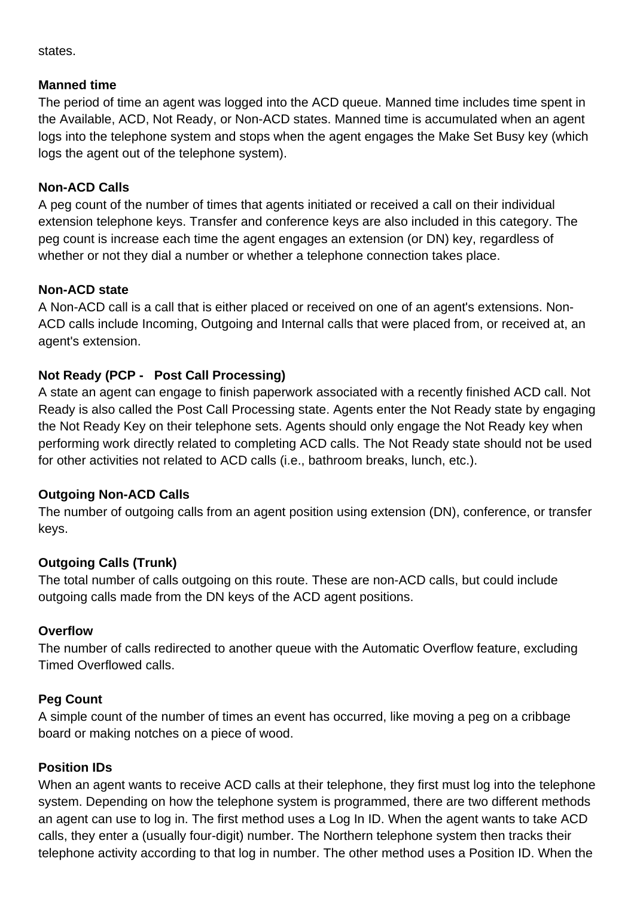states.

**Manned time**
The period of time an agent was logged into the ACD queue. Manned time includes time spent in the Available, ACD, Not Ready, or Non-ACD states. Manned time is accumulated when an agent logs into the telephone system and stops when the agent engages the Make Set Busy key (which logs the agent out of the telephone system).

**Non-ACD Calls**
A peg count of the number of times that agents initiated or received a call on their individual extension telephone keys. Transfer and conference keys are also included in this category. The peg count is increase each time the agent engages an extension (or DN) key, regardless of whether or not they dial a number or whether a telephone connection takes place.

**Non-ACD state**
A Non-ACD call is a call that is either placed or received on one of an agent's extensions. Non-ACD calls include Incoming, Outgoing and Internal calls that were placed from, or received at, an agent's extension.

**Not Ready (PCP - Post Call Processing)**
A state an agent can engage to finish paperwork associated with a recently finished ACD call. Not Ready is also called the Post Call Processing state. Agents enter the Not Ready state by engaging the Not Ready Key on their telephone sets. Agents should only engage the Not Ready key when performing work directly related to completing ACD calls. The Not Ready state should not be used for other activities not related to ACD calls (i.e., bathroom breaks, lunch, etc.).

**Outgoing Non-ACD Calls**
The number of outgoing calls from an agent position using extension (DN), conference, or transfer keys.

**Outgoing Calls (Trunk)**
The total number of calls outgoing on this route. These are non-ACD calls, but could include outgoing calls made from the DN keys of the ACD agent positions.

**Overflow**
The number of calls redirected to another queue with the Automatic Overflow feature, excluding Timed Overflowed calls.

**Peg Count**
A simple count of the number of times an event has occurred, like moving a peg on a cribbage board or making notches on a piece of wood.

**Position IDs**
When an agent wants to receive ACD calls at their telephone, they first must log into the telephone system. Depending on how the telephone system is programmed, there are two different methods an agent can use to log in. The first method uses a Log In ID. When the agent wants to take ACD calls, they enter a (usually four-digit) number. The Northern telephone system then tracks their telephone activity according to that log in number. The other method uses a Position ID. When the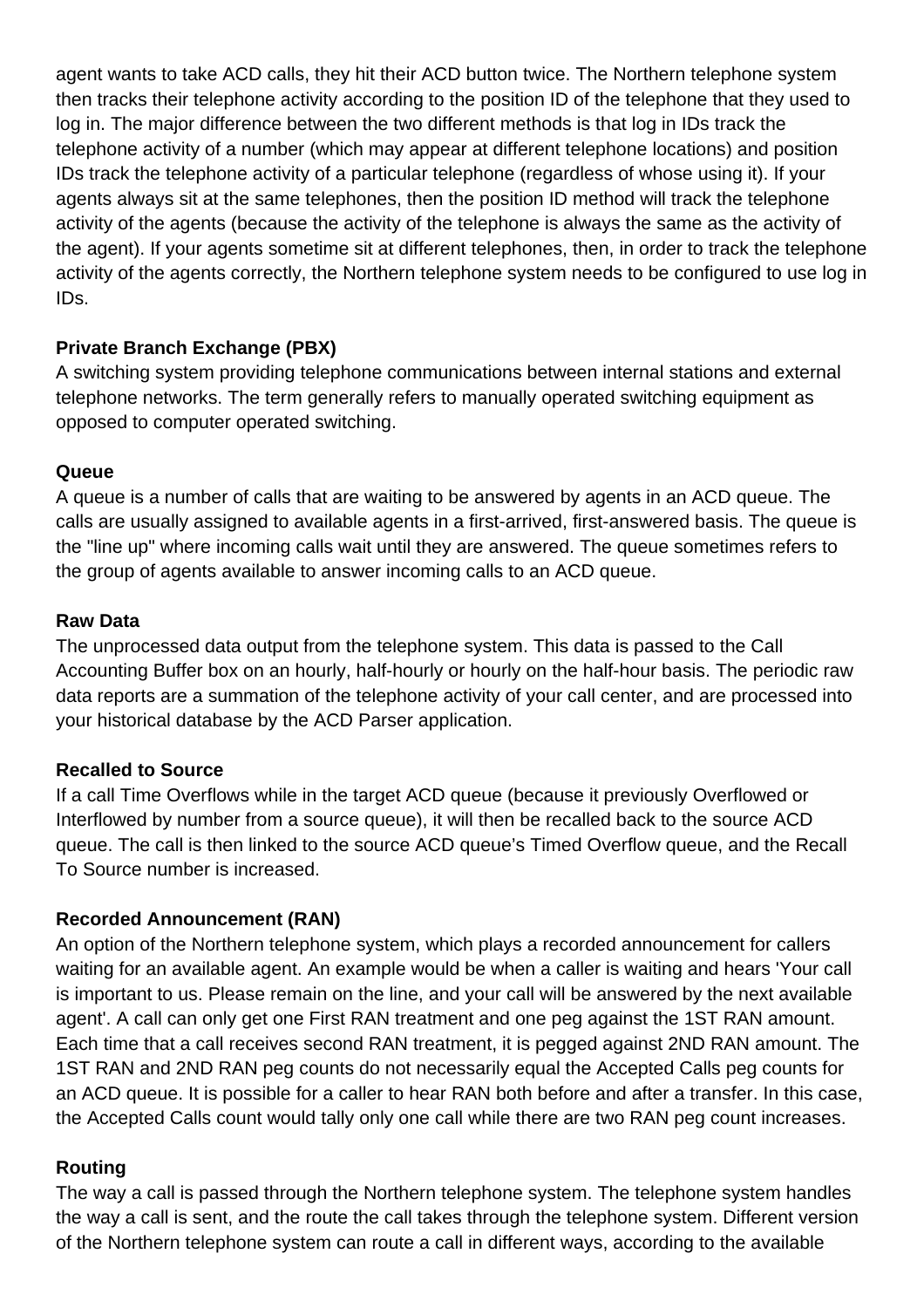agent wants to take ACD calls, they hit their ACD button twice. The Northern telephone system then tracks their telephone activity according to the position ID of the telephone that they used to log in. The major difference between the two different methods is that log in IDs track the telephone activity of a number (which may appear at different telephone locations) and position IDs track the telephone activity of a particular telephone (regardless of whose using it). If your agents always sit at the same telephones, then the position ID method will track the telephone activity of the agents (because the activity of the telephone is always the same as the activity of the agent). If your agents sometime sit at different telephones, then, in order to track the telephone activity of the agents correctly, the Northern telephone system needs to be configured to use log in IDs.

**Private Branch Exchange (PBX)**
A switching system providing telephone communications between internal stations and external telephone networks. The term generally refers to manually operated switching equipment as opposed to computer operated switching.

**Queue**
A queue is a number of calls that are waiting to be answered by agents in an ACD queue. The calls are usually assigned to available agents in a first-arrived, first-answered basis. The queue is the "line up" where incoming calls wait until they are answered. The queue sometimes refers to the group of agents available to answer incoming calls to an ACD queue.

**Raw Data**
The unprocessed data output from the telephone system. This data is passed to the Call Accounting Buffer box on an hourly, half-hourly or hourly on the half-hour basis. The periodic raw data reports are a summation of the telephone activity of your call center, and are processed into your historical database by the ACD Parser application.

**Recalled to Source**
If a call Time Overflows while in the target ACD queue (because it previously Overflowed or Interflowed by number from a source queue), it will then be recalled back to the source ACD queue. The call is then linked to the source ACD queue's Timed Overflow queue, and the Recall To Source number is increased.

**Recorded Announcement (RAN)**
An option of the Northern telephone system, which plays a recorded announcement for callers waiting for an available agent. An example would be when a caller is waiting and hears 'Your call is important to us. Please remain on the line, and your call will be answered by the next available agent'. A call can only get one First RAN treatment and one peg against the 1ST RAN amount. Each time that a call receives second RAN treatment, it is pegged against 2ND RAN amount. The 1ST RAN and 2ND RAN peg counts do not necessarily equal the Accepted Calls peg counts for an ACD queue. It is possible for a caller to hear RAN both before and after a transfer. In this case, the Accepted Calls count would tally only one call while there are two RAN peg count increases.

**Routing**
The way a call is passed through the Northern telephone system. The telephone system handles the way a call is sent, and the route the call takes through the telephone system. Different version of the Northern telephone system can route a call in different ways, according to the available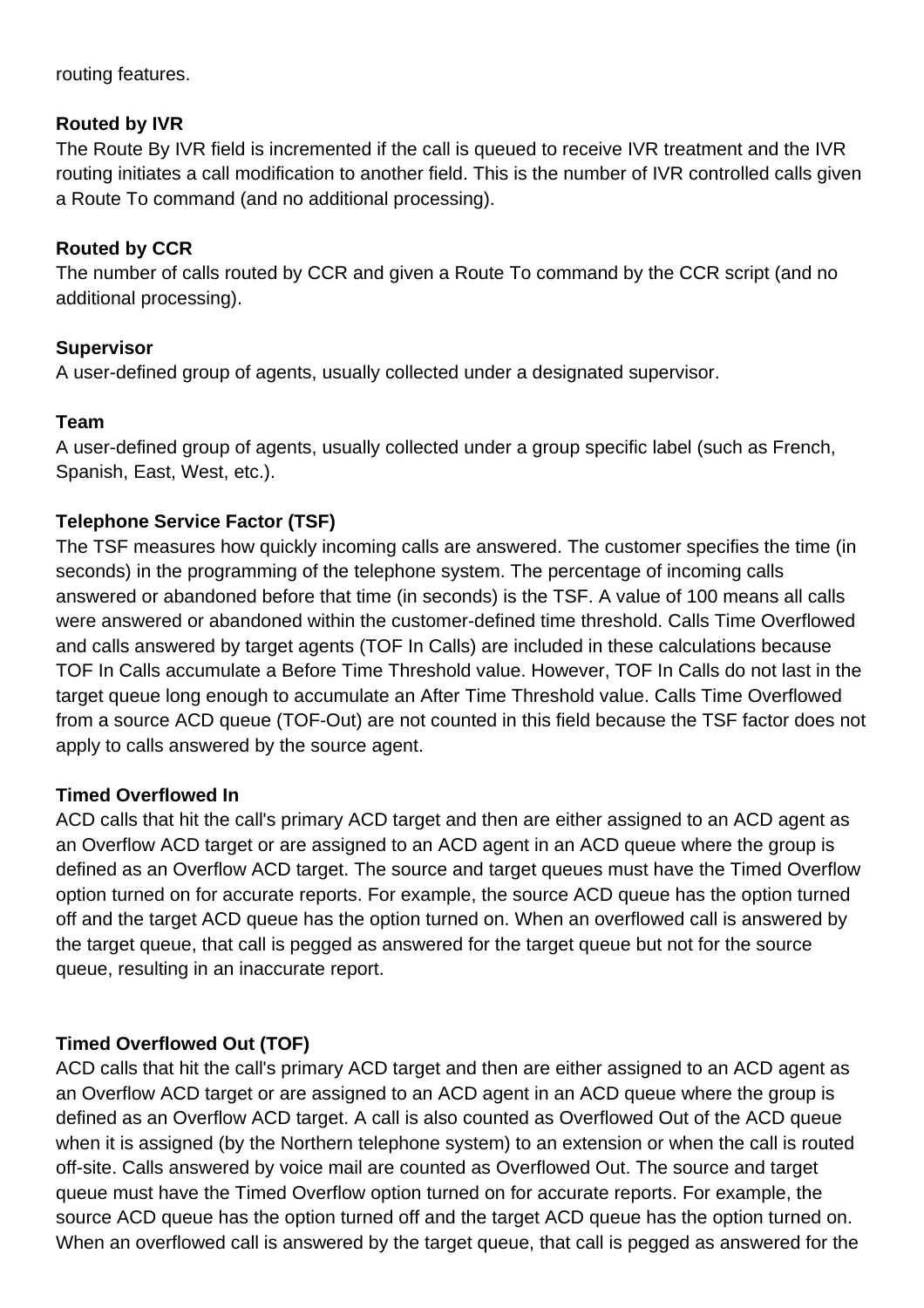routing features.

**Routed by IVR**

The Route By IVR field is incremented if the call is queued to receive IVR treatment and the IVR routing initiates a call modification to another field. This is the number of IVR controlled calls given a Route To command (and no additional processing).

**Routed by CCR**

The number of calls routed by CCR and given a Route To command by the CCR script (and no additional processing).

**Supervisor**

A user-defined group of agents, usually collected under a designated supervisor.

**Team**

A user-defined group of agents, usually collected under a group specific label (such as French, Spanish, East, West, etc.).

**Telephone Service Factor (TSF)**

The TSF measures how quickly incoming calls are answered. The customer specifies the time (in seconds) in the programming of the telephone system. The percentage of incoming calls answered or abandoned before that time (in seconds) is the TSF. A value of 100 means all calls were answered or abandoned within the customer-defined time threshold. Calls Time Overflowed and calls answered by target agents (TOF In Calls) are included in these calculations because TOF In Calls accumulate a Before Time Threshold value. However, TOF In Calls do not last in the target queue long enough to accumulate an After Time Threshold value. Calls Time Overflowed from a source ACD queue (TOF-Out) are not counted in this field because the TSF factor does not apply to calls answered by the source agent.

**Timed Overflowed In**

ACD calls that hit the call's primary ACD target and then are either assigned to an ACD agent as an Overflow ACD target or are assigned to an ACD agent in an ACD queue where the group is defined as an Overflow ACD target. The source and target queues must have the Timed Overflow option turned on for accurate reports. For example, the source ACD queue has the option turned off and the target ACD queue has the option turned on. When an overflowed call is answered by the target queue, that call is pegged as answered for the target queue but not for the source queue, resulting in an inaccurate report.

**Timed Overflowed Out (TOF)**

ACD calls that hit the call's primary ACD target and then are either assigned to an ACD agent as an Overflow ACD target or are assigned to an ACD agent in an ACD queue where the group is defined as an Overflow ACD target. A call is also counted as Overflowed Out of the ACD queue when it is assigned (by the Northern telephone system) to an extension or when the call is routed off-site. Calls answered by voice mail are counted as Overflowed Out. The source and target queue must have the Timed Overflow option turned on for accurate reports. For example, the source ACD queue has the option turned off and the target ACD queue has the option turned on. When an overflowed call is answered by the target queue, that call is pegged as answered for the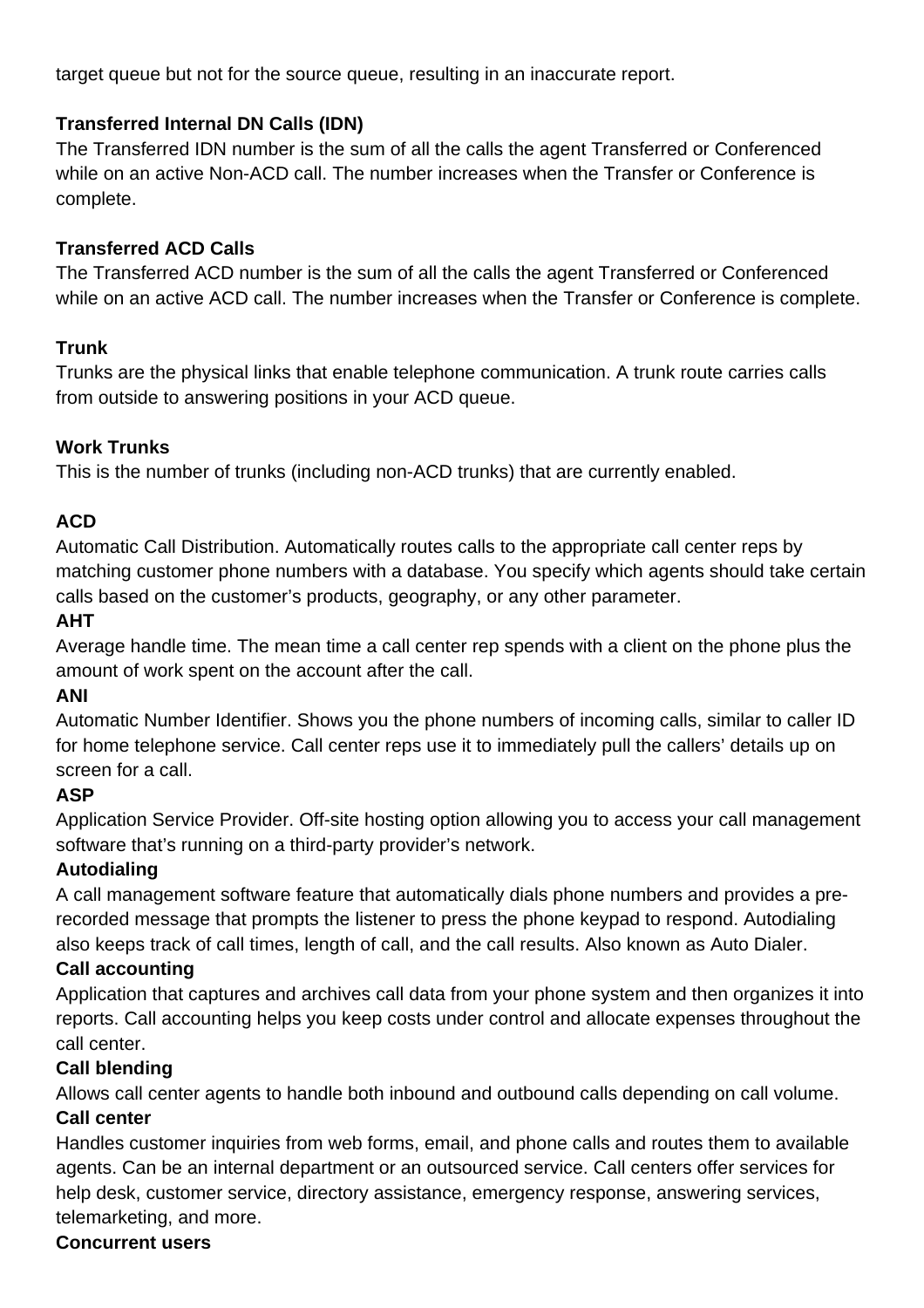target queue but not for the source queue, resulting in an inaccurate report.

**Transferred Internal DN Calls (IDN)**

The Transferred IDN number is the sum of all the calls the agent Transferred or Conferenced while on an active Non-ACD call. The number increases when the Transfer or Conference is complete.

**Transferred ACD Calls**

The Transferred ACD number is the sum of all the calls the agent Transferred or Conferenced while on an active ACD call. The number increases when the Transfer or Conference is complete.

**Trunk**

Trunks are the physical links that enable telephone communication. A trunk route carries calls from outside to answering positions in your ACD queue.

**Work Trunks**

This is the number of trunks (including non-ACD trunks) that are currently enabled.

**ACD**

Automatic Call Distribution. Automatically routes calls to the appropriate call center reps by matching customer phone numbers with a database. You specify which agents should take certain calls based on the customer's products, geography, or any other parameter.

**AHT**

Average handle time. The mean time a call center rep spends with a client on the phone plus the amount of work spent on the account after the call.

**ANI**

Automatic Number Identifier. Shows you the phone numbers of incoming calls, similar to caller ID for home telephone service. Call center reps use it to immediately pull the callers' details up on screen for a call.

**ASP**

Application Service Provider. Off-site hosting option allowing you to access your call management software that's running on a third-party provider's network.

**Autodialing**

A call management software feature that automatically dials phone numbers and provides a pre-recorded message that prompts the listener to press the phone keypad to respond. Autodialing also keeps track of call times, length of call, and the call results. Also known as Auto Dialer.

**Call accounting**

Application that captures and archives call data from your phone system and then organizes it into reports. Call accounting helps you keep costs under control and allocate expenses throughout the call center.

**Call blending**

Allows call center agents to handle both inbound and outbound calls depending on call volume.

**Call center**

Handles customer inquiries from web forms, email, and phone calls and routes them to available agents. Can be an internal department or an outsourced service. Call centers offer services for help desk, customer service, directory assistance, emergency response, answering services, telemarketing, and more.

**Concurrent users**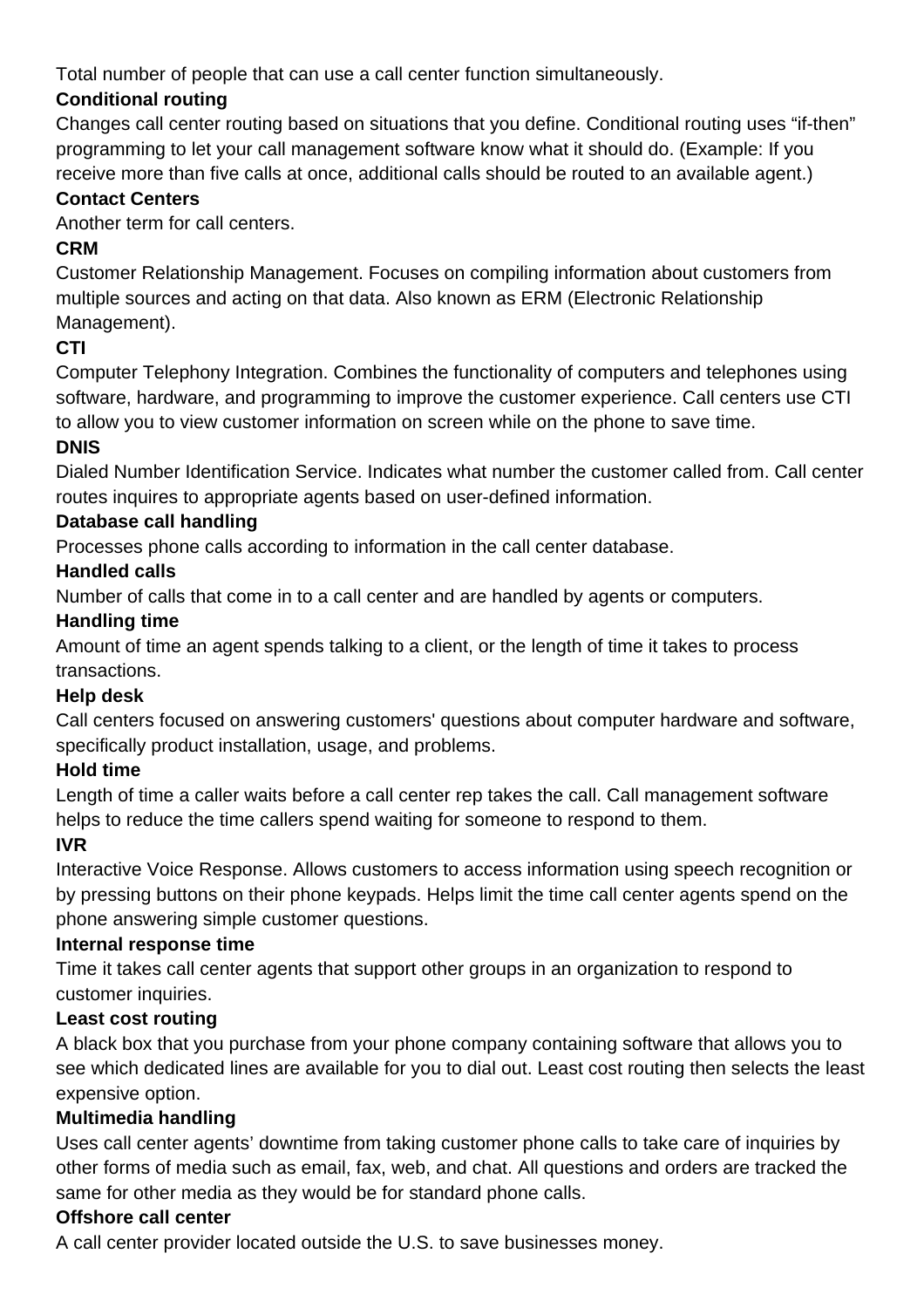Total number of people that can use a call center function simultaneously.

**Conditional routing**

Changes call center routing based on situations that you define. Conditional routing uses “if-then” programming to let your call management software know what it should do. (Example: If you receive more than five calls at once, additional calls should be routed to an available agent.)

**Contact Centers**

Another term for call centers.

**CRM**

Customer Relationship Management. Focuses on compiling information about customers from multiple sources and acting on that data. Also known as ERM (Electronic Relationship Management).

**CTI**

Computer Telephony Integration. Combines the functionality of computers and telephones using software, hardware, and programming to improve the customer experience. Call centers use CTI to allow you to view customer information on screen while on the phone to save time.

**DNIS**

Dialed Number Identification Service. Indicates what number the customer called from. Call center routes inquires to appropriate agents based on user-defined information.

**Database call handling**

Processes phone calls according to information in the call center database.

**Handled calls**

Number of calls that come in to a call center and are handled by agents or computers.

**Handling time**

Amount of time an agent spends talking to a client, or the length of time it takes to process transactions.

**Help desk**

Call centers focused on answering customers' questions about computer hardware and software, specifically product installation, usage, and problems.

**Hold time**

Length of time a caller waits before a call center rep takes the call. Call management software helps to reduce the time callers spend waiting for someone to respond to them.

**IVR**

Interactive Voice Response. Allows customers to access information using speech recognition or by pressing buttons on their phone keypads. Helps limit the time call center agents spend on the phone answering simple customer questions.

**Internal response time**

Time it takes call center agents that support other groups in an organization to respond to customer inquiries.

**Least cost routing**

A black box that you purchase from your phone company containing software that allows you to see which dedicated lines are available for you to dial out. Least cost routing then selects the least expensive option.

**Multimedia handling**

Uses call center agents’ downtime from taking customer phone calls to take care of inquiries by other forms of media such as email, fax, web, and chat. All questions and orders are tracked the same for other media as they would be for standard phone calls.

**Offshore call center**

A call center provider located outside the U.S. to save businesses money.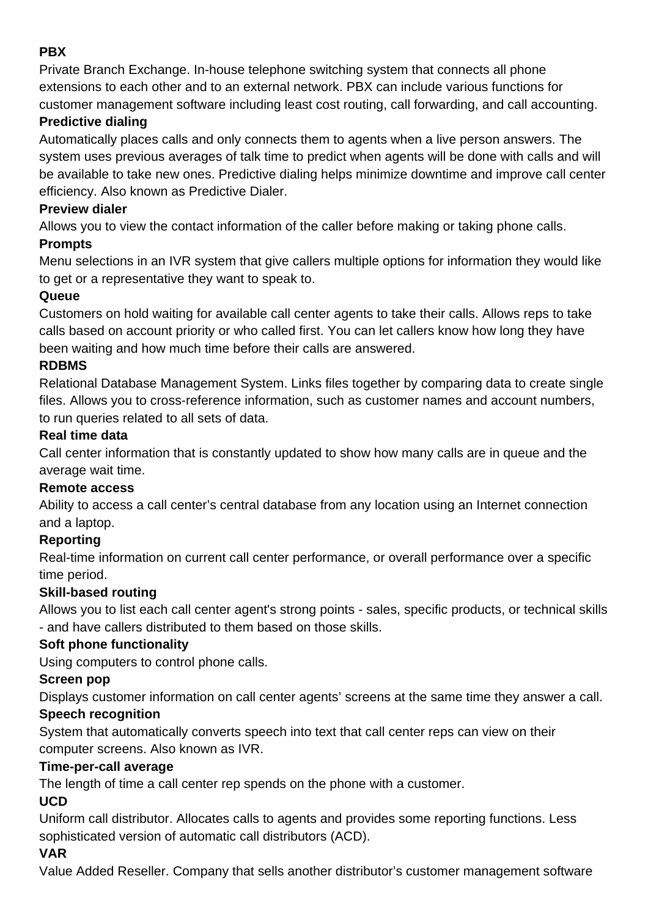**PBX**

Private Branch Exchange. In-house telephone switching system that connects all phone extensions to each other and to an external network. PBX can include various functions for customer management software including least cost routing, call forwarding, and call accounting.

**Predictive dialing**

Automatically places calls and only connects them to agents when a live person answers. The system uses previous averages of talk time to predict when agents will be done with calls and will be available to take new ones. Predictive dialing helps minimize downtime and improve call center efficiency. Also known as Predictive Dialer.

**Preview dialer**

Allows you to view the contact information of the caller before making or taking phone calls.

**Prompts**

Menu selections in an IVR system that give callers multiple options for information they would like to get or a representative they want to speak to.

**Queue**

Customers on hold waiting for available call center agents to take their calls. Allows reps to take calls based on account priority or who called first. You can let callers know how long they have been waiting and how much time before their calls are answered.

**RDBMS**

Relational Database Management System. Links files together by comparing data to create single files. Allows you to cross-reference information, such as customer names and account numbers, to run queries related to all sets of data.

**Real time data**

Call center information that is constantly updated to show how many calls are in queue and the average wait time.

**Remote access**

Ability to access a call center's central database from any location using an Internet connection and a laptop.

**Reporting**

Real-time information on current call center performance, or overall performance over a specific time period.

**Skill-based routing**

Allows you to list each call center agent's strong points - sales, specific products, or technical skills - and have callers distributed to them based on those skills.

**Soft phone functionality**

Using computers to control phone calls.

**Screen pop**

Displays customer information on call center agents' screens at the same time they answer a call.

**Speech recognition**

System that automatically converts speech into text that call center reps can view on their computer screens. Also known as IVR.

**Time-per-call average**

The length of time a call center rep spends on the phone with a customer.

**UCD**

Uniform call distributor. Allocates calls to agents and provides some reporting functions. Less sophisticated version of automatic call distributors (ACD).

**VAR**

Value Added Reseller. Company that sells another distributor's customer management software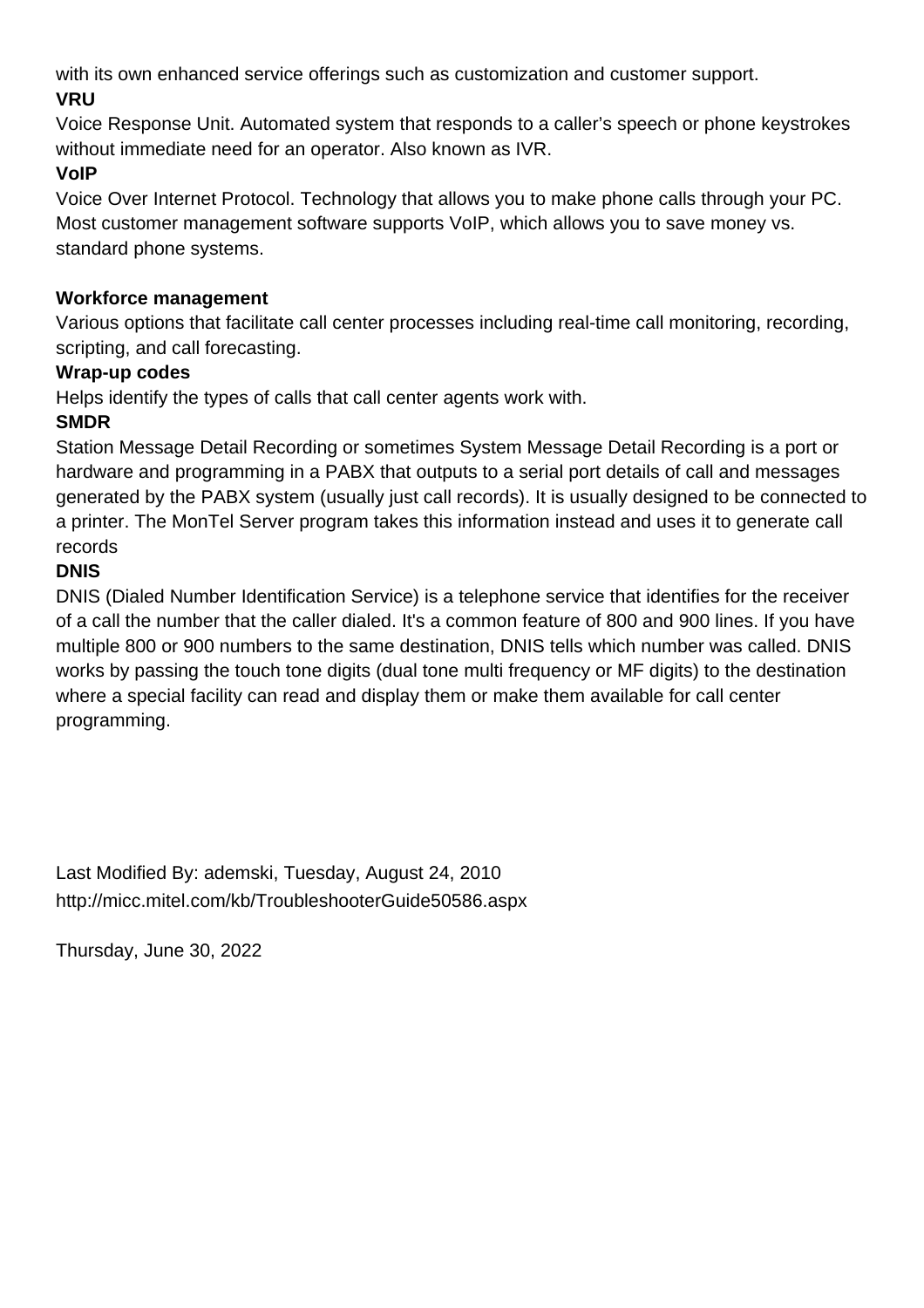with its own enhanced service offerings such as customization and customer support.

**VRU**

Voice Response Unit. Automated system that responds to a caller’s speech or phone keystrokes without immediate need for an operator. Also known as IVR.

**VoIP**

Voice Over Internet Protocol. Technology that allows you to make phone calls through your PC. Most customer management software supports VoIP, which allows you to save money vs. standard phone systems.

**Workforce management**

Various options that facilitate call center processes including real-time call monitoring, recording, scripting, and call forecasting.

**Wrap-up codes**

Helps identify the types of calls that call center agents work with.

**SMDR**

Station Message Detail Recording or sometimes System Message Detail Recording is a port or hardware and programming in a PABX that outputs to a serial port details of call and messages generated by the PABX system (usually just call records). It is usually designed to be connected to a printer. The MonTel Server program takes this information instead and uses it to generate call records

**DNIS**

DNIS (Dialed Number Identification Service) is a telephone service that identifies for the receiver of a call the number that the caller dialed. It's a common feature of 800 and 900 lines. If you have multiple 800 or 900 numbers to the same destination, DNIS tells which number was called. DNIS works by passing the touch tone digits (dual tone multi frequency or MF digits) to the destination where a special facility can read and display them or make them available for call center programming.

Last Modified By: ademski, Tuesday, August 24, 2010
http://micc.mitel.com/kb/TroubleshooterGuide50586.aspx

Thursday, June 30, 2022